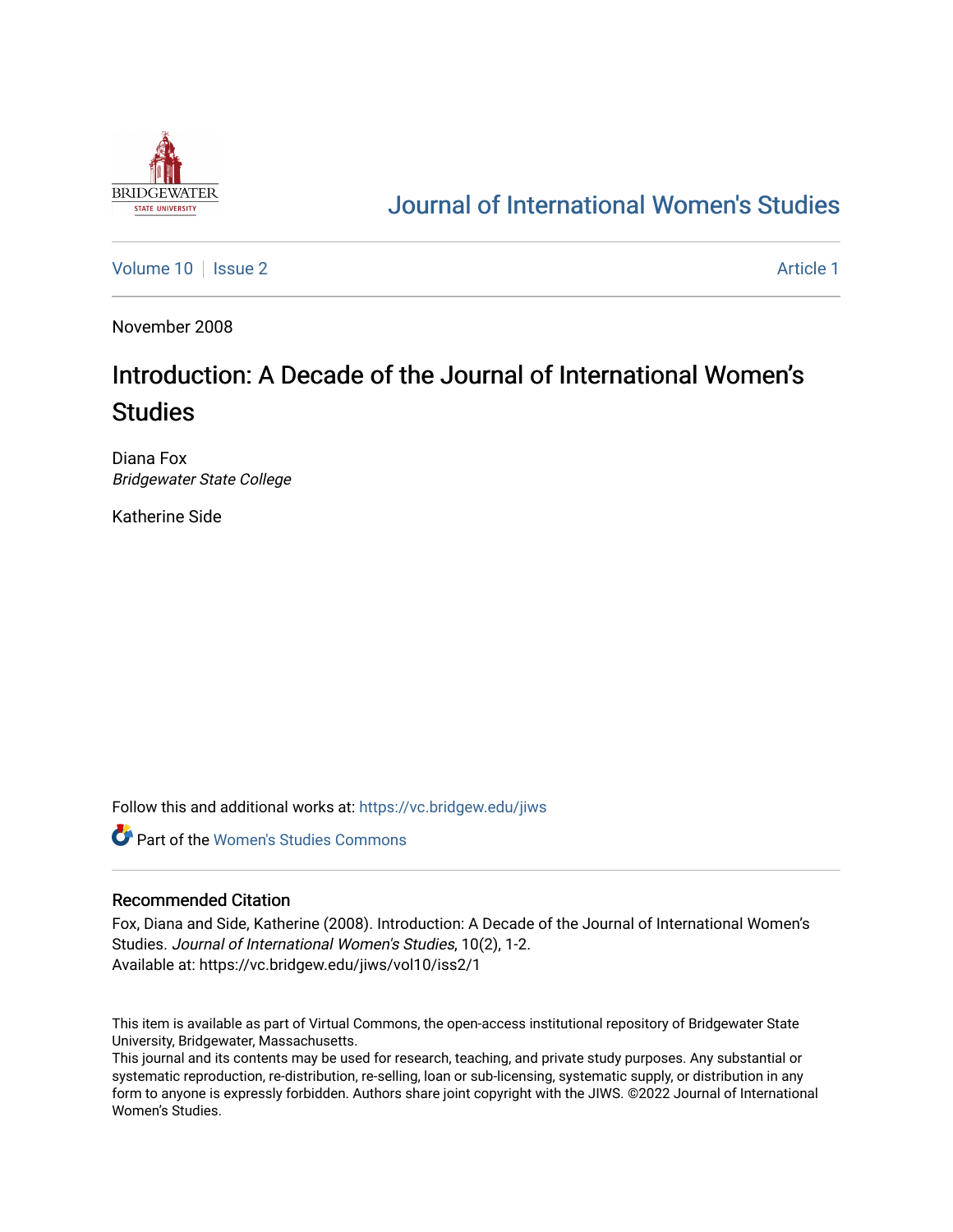[Journal of International Women's Studies](https://vc.bridgew.edu/jiws)

Volume 10 | Issue 2 | Article 1

November 2008

# Introduction: A Decade of the Journal of International Women's Studies

Diana Fox
*Bridgewater State College*

Katherine Side

Follow this and additional works at: https://vc.bridgew.edu/jiws

Part of the Women's Studies Commons

## Recommended Citation

Fox, Diana and Side, Katherine (2008). Introduction: A Decade of the Journal of International Women's Studies. *Journal of International Women's Studies*, 10(2), 1-2.
Available at: https://vc.bridgew.edu/jiws/vol10/iss2/1

This item is available as part of Virtual Commons, the open-access institutional repository of Bridgewater State University, Bridgewater, Massachusetts.
This journal and its contents may be used for research, teaching, and private study purposes. Any substantial or systematic reproduction, re-distribution, re-selling, loan or sub-licensing, systematic supply, or distribution in any form to anyone is expressly forbidden. Authors share joint copyright with the JIWS. ©2022 Journal of International Women's Studies.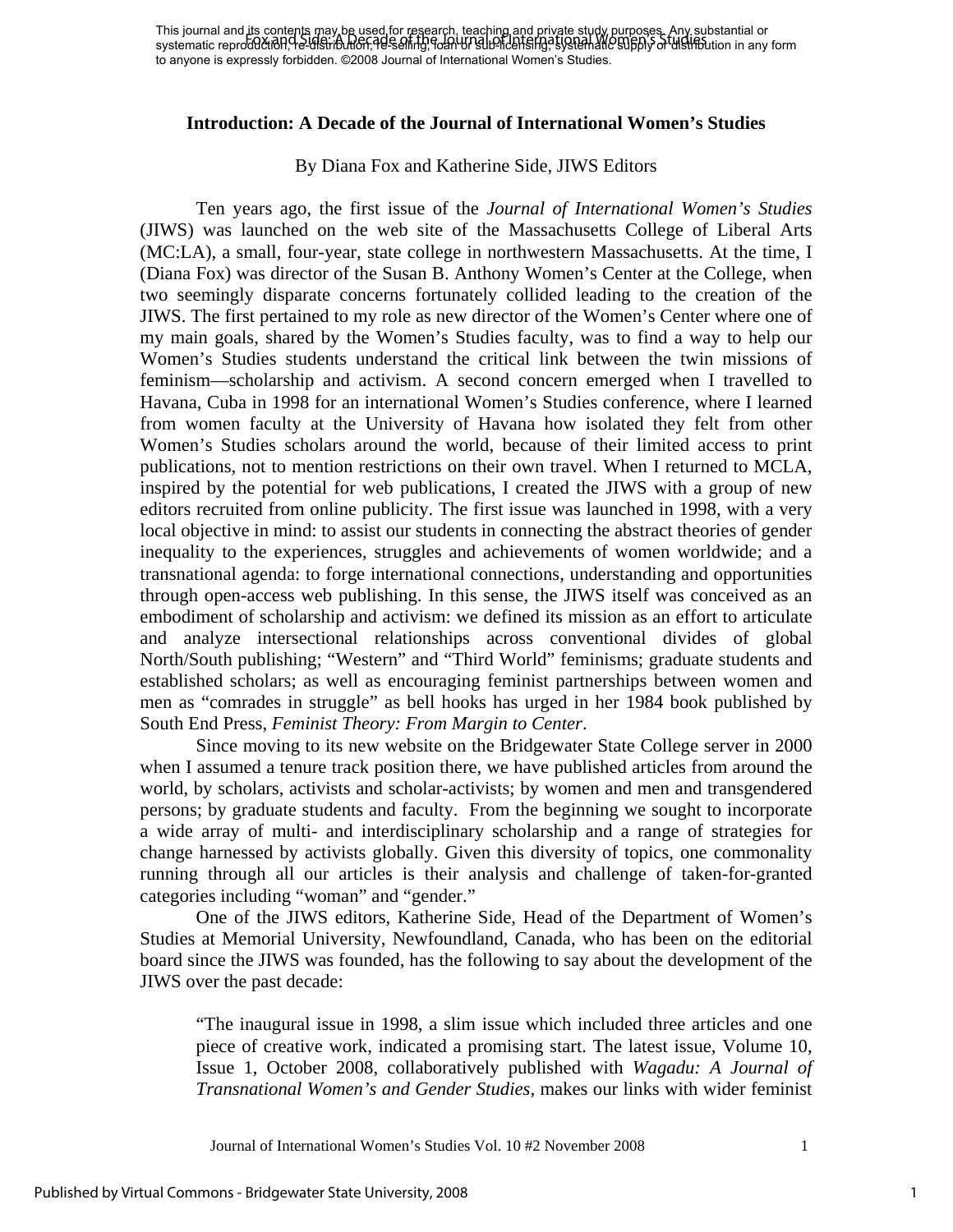# Introduction: A Decade of the Journal of International Women's Studies

By Diana Fox and Katherine Side, JIWS Editors

Ten years ago, the first issue of the *Journal of International Women's Studies* (JIWS) was launched on the web site of the Massachusetts College of Liberal Arts (MC:LA), a small, four-year, state college in northwestern Massachusetts. At the time, I (Diana Fox) was director of the Susan B. Anthony Women's Center at the College, when two seemingly disparate concerns fortunately collided leading to the creation of the JIWS. The first pertained to my role as new director of the Women's Center where one of my main goals, shared by the Women's Studies faculty, was to find a way to help our Women's Studies students understand the critical link between the twin missions of feminism—scholarship and activism. A second concern emerged when I travelled to Havana, Cuba in 1998 for an international Women's Studies conference, where I learned from women faculty at the University of Havana how isolated they felt from other Women's Studies scholars around the world, because of their limited access to print publications, not to mention restrictions on their own travel. When I returned to MCLA, inspired by the potential for web publications, I created the JIWS with a group of new editors recruited from online publicity. The first issue was launched in 1998, with a very local objective in mind: to assist our students in connecting the abstract theories of gender inequality to the experiences, struggles and achievements of women worldwide; and a transnational agenda: to forge international connections, understanding and opportunities through open-access web publishing. In this sense, the JIWS itself was conceived as an embodiment of scholarship and activism: we defined its mission as an effort to articulate and analyze intersectional relationships across conventional divides of global North/South publishing; "Western" and "Third World" feminisms; graduate students and established scholars; as well as encouraging feminist partnerships between women and men as "comrades in struggle" as bell hooks has urged in her 1984 book published by South End Press, *Feminist Theory: From Margin to Center*.

Since moving to its new website on the Bridgewater State College server in 2000 when I assumed a tenure track position there, we have published articles from around the world, by scholars, activists and scholar-activists; by women and men and transgendered persons; by graduate students and faculty. From the beginning we sought to incorporate a wide array of multi- and interdisciplinary scholarship and a range of strategies for change harnessed by activists globally. Given this diversity of topics, one commonality running through all our articles is their analysis and challenge of taken-for-granted categories including "woman" and "gender."

One of the JIWS editors, Katherine Side, Head of the Department of Women's Studies at Memorial University, Newfoundland, Canada, who has been on the editorial board since the JIWS was founded, has the following to say about the development of the JIWS over the past decade:

> "The inaugural issue in 1998, a slim issue which included three articles and one piece of creative work, indicated a promising start. The latest issue, Volume 10, Issue 1, October 2008, collaboratively published with *Wagadu: A Journal of Transnational Women's and Gender Studies*, makes our links with wider feminist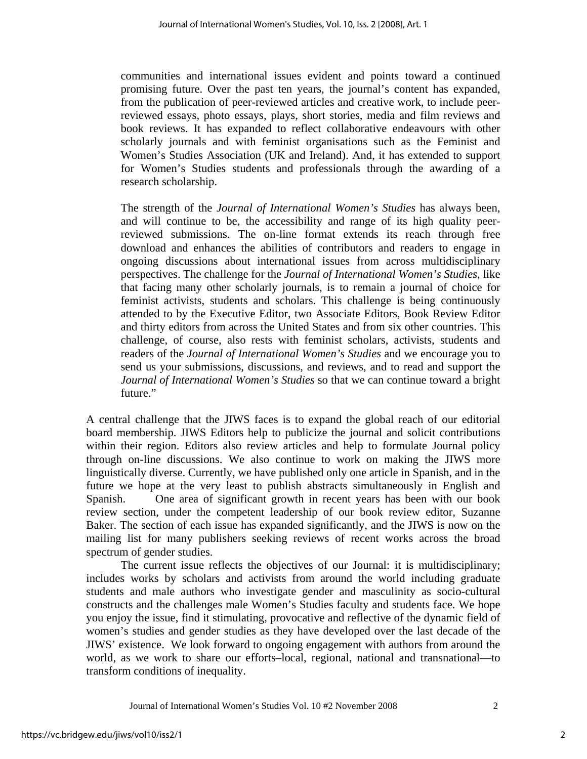> communities and international issues evident and points toward a continued promising future. Over the past ten years, the journal's content has expanded, from the publication of peer-reviewed articles and creative work, to include peer-reviewed essays, photo essays, plays, short stories, media and film reviews and book reviews. It has expanded to reflect collaborative endeavours with other scholarly journals and with feminist organisations such as the Feminist and Women's Studies Association (UK and Ireland). And, it has extended to support for Women's Studies students and professionals through the awarding of a research scholarship.
>
> The strength of the *Journal of International Women's Studies* has always been, and will continue to be, the accessibility and range of its high quality peer-reviewed submissions. The on-line format extends its reach through free download and enhances the abilities of contributors and readers to engage in ongoing discussions about international issues from across multidisciplinary perspectives. The challenge for the *Journal of International Women's Studies*, like that facing many other scholarly journals, is to remain a journal of choice for feminist activists, students and scholars. This challenge is being continuously attended to by the Executive Editor, two Associate Editors, Book Review Editor and thirty editors from across the United States and from six other countries. This challenge, of course, also rests with feminist scholars, activists, students and readers of the *Journal of International Women's Studies* and we encourage you to send us your submissions, discussions, and reviews, and to read and support the *Journal of International Women's Studies* so that we can continue toward a bright future."

A central challenge that the JIWS faces is to expand the global reach of our editorial board membership. JIWS Editors help to publicize the journal and solicit contributions within their region. Editors also review articles and help to formulate Journal policy through on-line discussions. We also continue to work on making the JIWS more linguistically diverse. Currently, we have published only one article in Spanish, and in the future we hope at the very least to publish abstracts simultaneously in English and Spanish. One area of significant growth in recent years has been with our book review section, under the competent leadership of our book review editor, Suzanne Baker. The section of each issue has expanded significantly, and the JIWS is now on the mailing list for many publishers seeking reviews of recent works across the broad spectrum of gender studies.

The current issue reflects the objectives of our Journal: it is multidisciplinary; includes works by scholars and activists from around the world including graduate students and male authors who investigate gender and masculinity as socio-cultural constructs and the challenges male Women's Studies faculty and students face. We hope you enjoy the issue, find it stimulating, provocative and reflective of the dynamic field of women's studies and gender studies as they have developed over the last decade of the JIWS' existence. We look forward to ongoing engagement with authors from around the world, as we work to share our efforts–local, regional, national and transnational—to transform conditions of inequality.